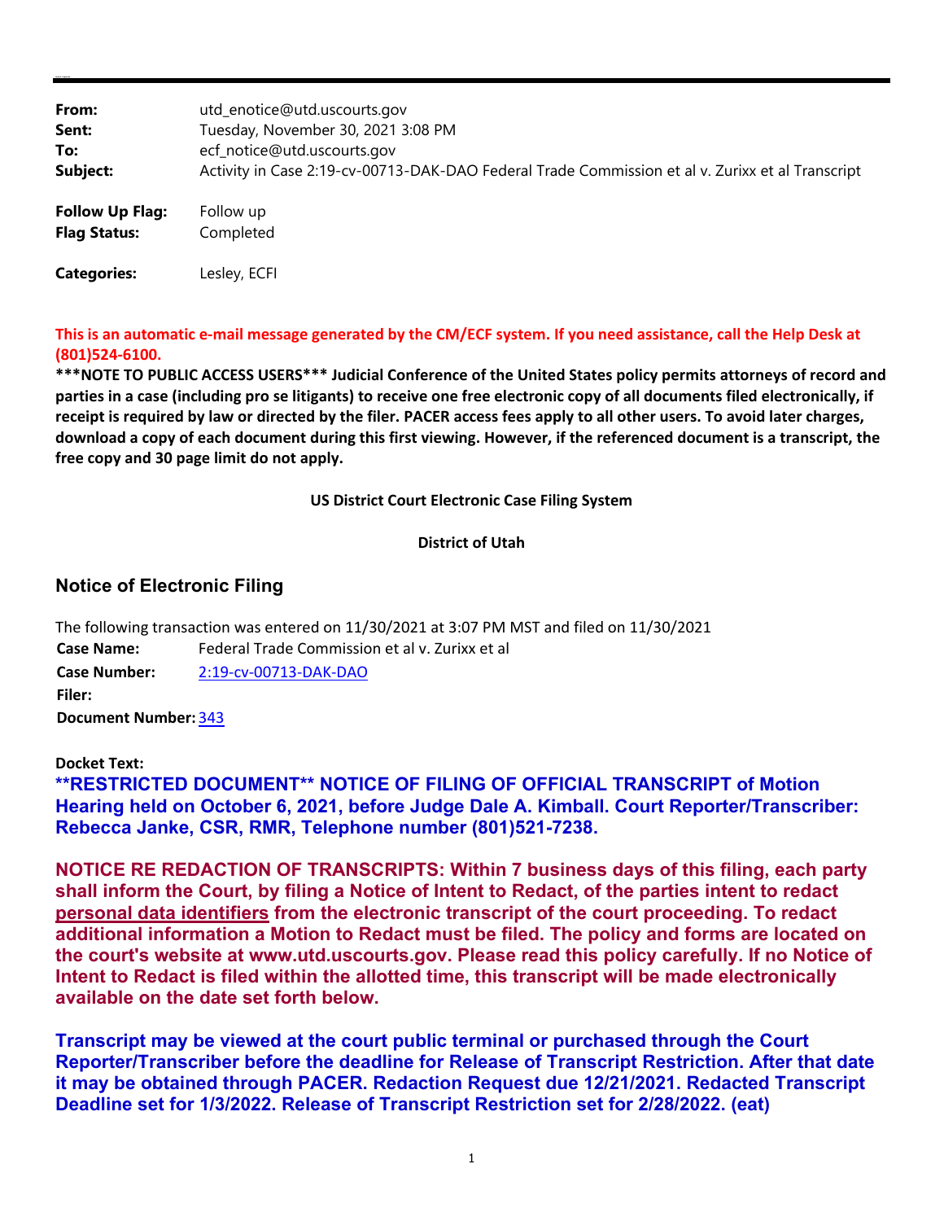| | |
|---|---|
| **From:** | utd_enotice@utd.uscourts.gov |
| **Sent:** | Tuesday, November 30, 2021 3:08 PM |
| **To:** | ecf_notice@utd.uscourts.gov |
| **Subject:** | Activity in Case 2:19-cv-00713-DAK-DAO Federal Trade Commission et al v. Zurixx et al Transcript |

| | |
|---|---|
| **Follow Up Flag:** | Follow up |
| **Flag Status:** | Completed |

| | |
|---|---|
| **Categories:** | Lesley, ECFI |

**This is an automatic e-mail message generated by the CM/ECF system. If you need assistance, call the Help Desk at (801)524-6100.**
**\*\*\*NOTE TO PUBLIC ACCESS USERS\*\*\* Judicial Conference of the United States policy permits attorneys of record and parties in a case (including pro se litigants) to receive one free electronic copy of all documents filed electronically, if receipt is required by law or directed by the filer. PACER access fees apply to all other users. To avoid later charges, download a copy of each document during this first viewing. However, if the referenced document is a transcript, the free copy and 30 page limit do not apply.**

**US District Court Electronic Case Filing System**

**District of Utah**

## Notice of Electronic Filing

The following transaction was entered on 11/30/2021 at 3:07 PM MST and filed on 11/30/2021

| | |
|---|---|
| **Case Name:** | Federal Trade Commission et al v. Zurixx et al |
| **Case Number:** | 2:19-cv-00713-DAK-DAO |
| **Filer:** | |
| **Document Number:** | 343 |

**Docket Text:**

**\*\*RESTRICTED DOCUMENT\*\* NOTICE OF FILING OF OFFICIAL TRANSCRIPT of Motion Hearing held on October 6, 2021, before Judge Dale A. Kimball. Court Reporter/Transcriber: Rebecca Janke, CSR, RMR, Telephone number (801)521-7238.**

**NOTICE RE REDACTION OF TRANSCRIPTS: Within 7 business days of this filing, each party shall inform the Court, by filing a Notice of Intent to Redact, of the parties intent to redact personal data identifiers from the electronic transcript of the court proceeding. To redact additional information a Motion to Redact must be filed. The policy and forms are located on the court's website at www.utd.uscourts.gov. Please read this policy carefully. If no Notice of Intent to Redact is filed within the allotted time, this transcript will be made electronically available on the date set forth below.**

**Transcript may be viewed at the court public terminal or purchased through the Court Reporter/Transcriber before the deadline for Release of Transcript Restriction. After that date it may be obtained through PACER. Redaction Request due 12/21/2021. Redacted Transcript Deadline set for 1/3/2022. Release of Transcript Restriction set for 2/28/2022. (eat)**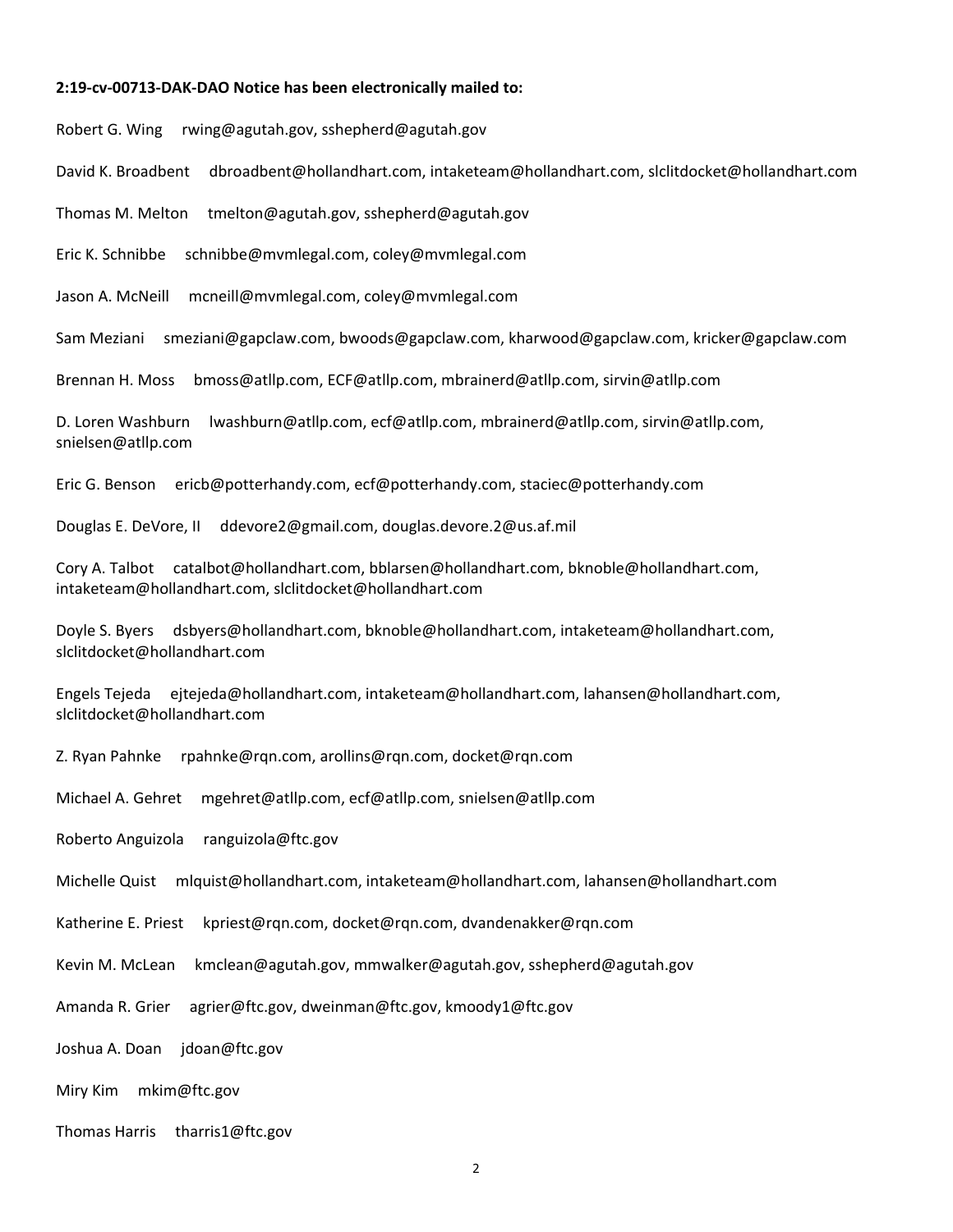**2:19-cv-00713-DAK-DAO Notice has been electronically mailed to:**

Robert G. Wing rwing@agutah.gov, sshepherd@agutah.gov

David K. Broadbent dbroadbent@hollandhart.com, intaketeam@hollandhart.com, slclitdocket@hollandhart.com

Thomas M. Melton tmelton@agutah.gov, sshepherd@agutah.gov

Eric K. Schnibbe schnibbe@mvmlegal.com, coley@mvmlegal.com

Jason A. McNeill mcneill@mvmlegal.com, coley@mvmlegal.com

Sam Meziani smeziani@gapclaw.com, bwoods@gapclaw.com, kharwood@gapclaw.com, kricker@gapclaw.com

Brennan H. Moss bmoss@atllp.com, ECF@atllp.com, mbrainerd@atllp.com, sirvin@atllp.com

D. Loren Washburn lwashburn@atllp.com, ecf@atllp.com, mbrainerd@atllp.com, sirvin@atllp.com, snielsen@atllp.com

Eric G. Benson ericb@potterhandy.com, ecf@potterhandy.com, staciec@potterhandy.com

Douglas E. DeVore, II ddevore2@gmail.com, douglas.devore.2@us.af.mil

Cory A. Talbot catalbot@hollandhart.com, bblarsen@hollandhart.com, bknoble@hollandhart.com, intaketeam@hollandhart.com, slclitdocket@hollandhart.com

Doyle S. Byers dsbyers@hollandhart.com, bknoble@hollandhart.com, intaketeam@hollandhart.com, slclitdocket@hollandhart.com

Engels Tejeda ejtejeda@hollandhart.com, intaketeam@hollandhart.com, lahansen@hollandhart.com, slclitdocket@hollandhart.com

Z. Ryan Pahnke rpahnke@rqn.com, arollins@rqn.com, docket@rqn.com

Michael A. Gehret mgehret@atllp.com, ecf@atllp.com, snielsen@atllp.com

Roberto Anguizola ranguizola@ftc.gov

Michelle Quist mlquist@hollandhart.com, intaketeam@hollandhart.com, lahansen@hollandhart.com

Katherine E. Priest kpriest@rqn.com, docket@rqn.com, dvandenakker@rqn.com

Kevin M. McLean kmclean@agutah.gov, mmwalker@agutah.gov, sshepherd@agutah.gov

Amanda R. Grier agrier@ftc.gov, dweinman@ftc.gov, kmoody1@ftc.gov

Joshua A. Doan jdoan@ftc.gov

Miry Kim mkim@ftc.gov

Thomas Harris tharris1@ftc.gov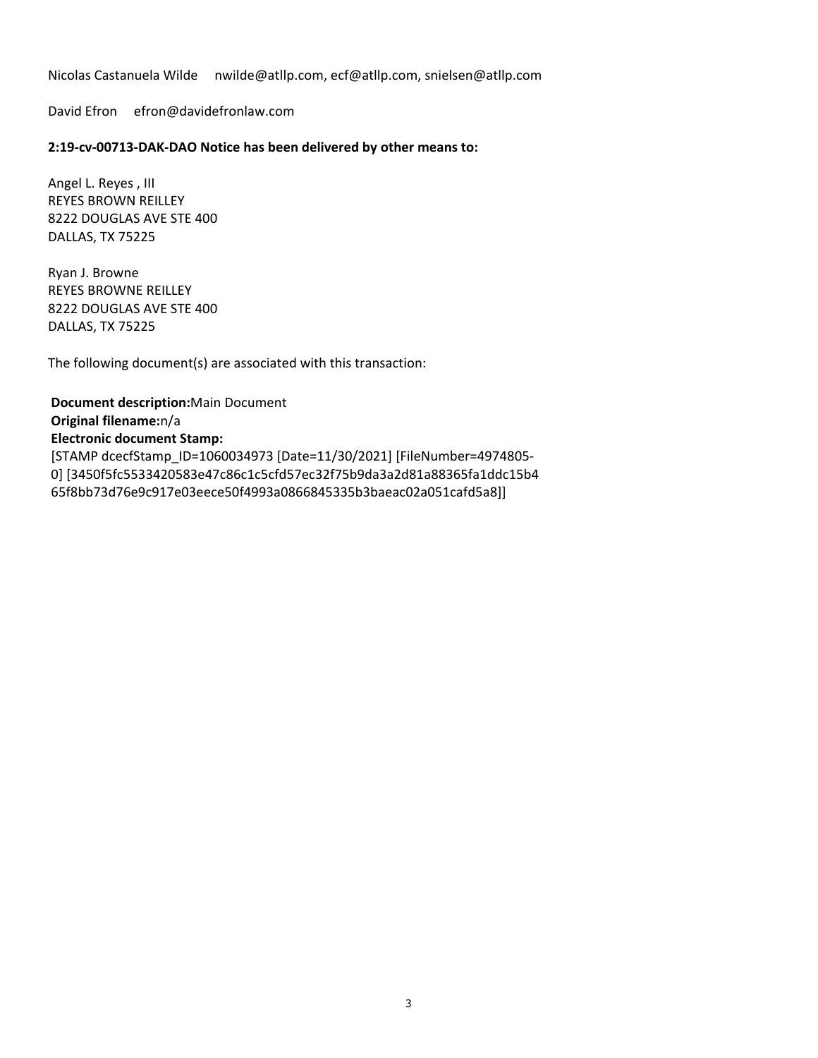Nicolas Castanuela Wilde     nwilde@atllp.com, ecf@atllp.com, snielsen@atllp.com

David Efron     efron@davidefronlaw.com

**2:19-cv-00713-DAK-DAO Notice has been delivered by other means to:**

Angel L. Reyes , III
REYES BROWN REILLEY
8222 DOUGLAS AVE STE 400
DALLAS, TX 75225

Ryan J. Browne
REYES BROWNE REILLEY
8222 DOUGLAS AVE STE 400
DALLAS, TX 75225

The following document(s) are associated with this transaction:

**Document description:**Main Document
**Original filename:**n/a
**Electronic document Stamp:**
[STAMP dcecfStamp_ID=1060034973 [Date=11/30/2021] [FileNumber=4974805-0] [3450f5fc5533420583e47c86c1c5cfd57ec32f75b9da3a2d81a88365fa1ddc15b465f8bb73d76e9c917e03eece50f4993a0866845335b3baeac02a051cafd5a8]]